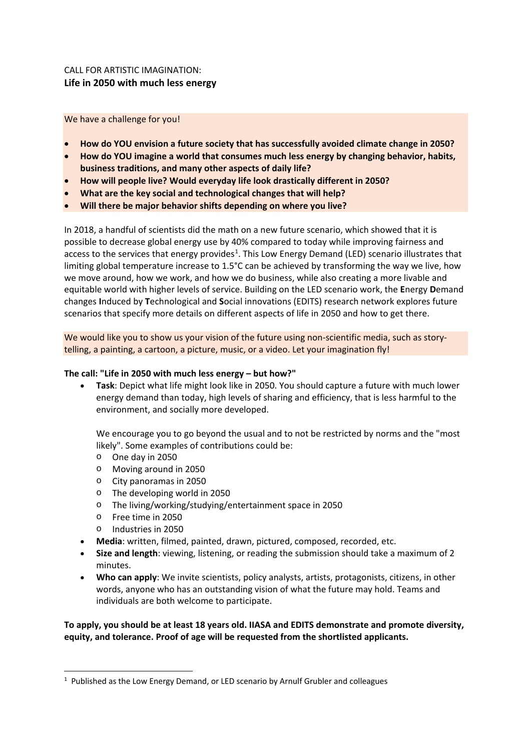CALL FOR ARTISTIC IMAGINATION:
**Life in 2050 with much less energy**

We have a challenge for you!

- **How do YOU envision a future society that has successfully avoided climate change in 2050?**
- **How do YOU imagine a world that consumes much less energy by changing behavior, habits, business traditions, and many other aspects of daily life?**
- **How will people live? Would everyday life look drastically different in 2050?**
- **What are the key social and technological changes that will help?**
- **Will there be major behavior shifts depending on where you live?**

In 2018, a handful of scientists did the math on a new future scenario, which showed that it is possible to decrease global energy use by 40% compared to today while improving fairness and access to the services that energy provides[1]. This Low Energy Demand (LED) scenario illustrates that limiting global temperature increase to 1.5°C can be achieved by transforming the way we live, how we move around, how we work, and how we do business, while also creating a more livable and equitable world with higher levels of service. Building on the LED scenario work, the **E**nergy **D**emand changes **I**nduced by **T**echnological and **S**ocial innovations (EDITS) research network explores future scenarios that specify more details on different aspects of life in 2050 and how to get there.

We would like you to show us your vision of the future using non-scientific media, such as story-telling, a painting, a cartoon, a picture, music, or a video. Let your imagination fly!

**The call: "Life in 2050 with much less energy – but how?"**

- **Task**: Depict what life might look like in 2050. You should capture a future with much lower energy demand than today, high levels of sharing and efficiency, that is less harmful to the environment, and socially more developed.

  We encourage you to go beyond the usual and to not be restricted by norms and the "most likely". Some examples of contributions could be:
  - One day in 2050
  - Moving around in 2050
  - City panoramas in 2050
  - The developing world in 2050
  - The living/working/studying/entertainment space in 2050
  - Free time in 2050
  - Industries in 2050
- **Media**: written, filmed, painted, drawn, pictured, composed, recorded, etc.
- **Size and length**: viewing, listening, or reading the submission should take a maximum of 2 minutes.
- **Who can apply**: We invite scientists, policy analysts, artists, protagonists, citizens, in other words, anyone who has an outstanding vision of what the future may hold. Teams and individuals are both welcome to participate.

**To apply, you should be at least 18 years old. IIASA and EDITS demonstrate and promote diversity, equity, and tolerance. Proof of age will be requested from the shortlisted applicants.**

[1] Published as the Low Energy Demand, or LED scenario by Arnulf Grubler and colleagues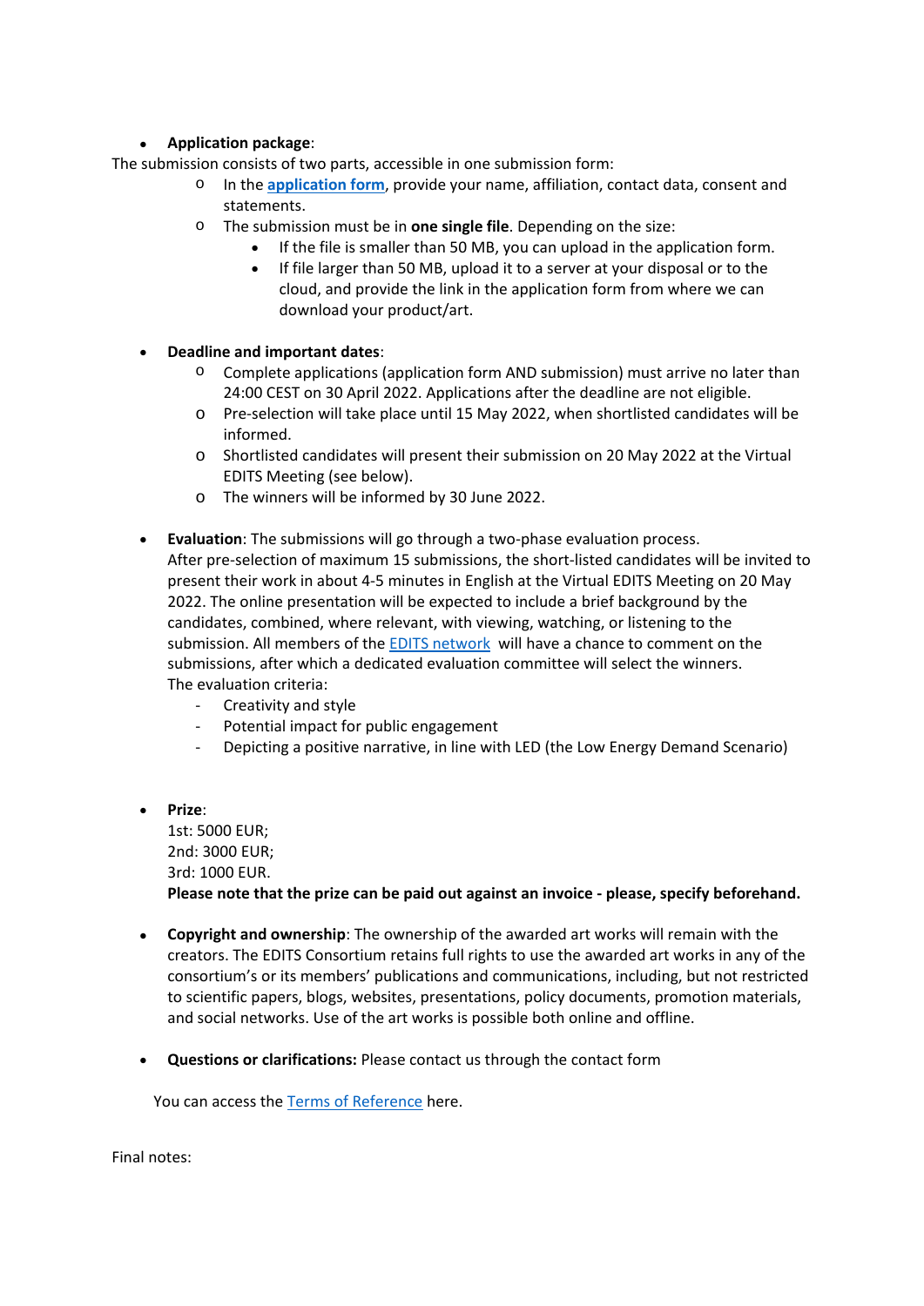- **Application package**:

The submission consists of two parts, accessible in one submission form:

  - In the **application form**, provide your name, affiliation, contact data, consent and statements.
  - The submission must be in **one single file**. Depending on the size:
    - If the file is smaller than 50 MB, you can upload in the application form.
    - If file larger than 50 MB, upload it to a server at your disposal or to the cloud, and provide the link in the application form from where we can download your product/art.

- **Deadline and important dates**:
  - Complete applications (application form AND submission) must arrive no later than 24:00 CEST on 30 April 2022. Applications after the deadline are not eligible.
  - Pre-selection will take place until 15 May 2022, when shortlisted candidates will be informed.
  - Shortlisted candidates will present their submission on 20 May 2022 at the Virtual EDITS Meeting (see below).
  - The winners will be informed by 30 June 2022.

- **Evaluation**: The submissions will go through a two-phase evaluation process.
  After pre-selection of maximum 15 submissions, the short-listed candidates will be invited to present their work in about 4-5 minutes in English at the Virtual EDITS Meeting on 20 May 2022. The online presentation will be expected to include a brief background by the candidates, combined, where relevant, with viewing, watching, or listening to the submission. All members of the EDITS network will have a chance to comment on the submissions, after which a dedicated evaluation committee will select the winners.
  The evaluation criteria:
  - Creativity and style
  - Potential impact for public engagement
  - Depicting a positive narrative, in line with LED (the Low Energy Demand Scenario)

- **Prize**:
  1st: 5000 EUR;
  2nd: 3000 EUR;
  3rd: 1000 EUR.
  **Please note that the prize can be paid out against an invoice - please, specify beforehand.**

- **Copyright and ownership**: The ownership of the awarded art works will remain with the creators. The EDITS Consortium retains full rights to use the awarded art works in any of the consortium's or its members' publications and communications, including, but not restricted to scientific papers, blogs, websites, presentations, policy documents, promotion materials, and social networks. Use of the art works is possible both online and offline.

- **Questions or clarifications:** Please contact us through the contact form

You can access the Terms of Reference here.

Final notes: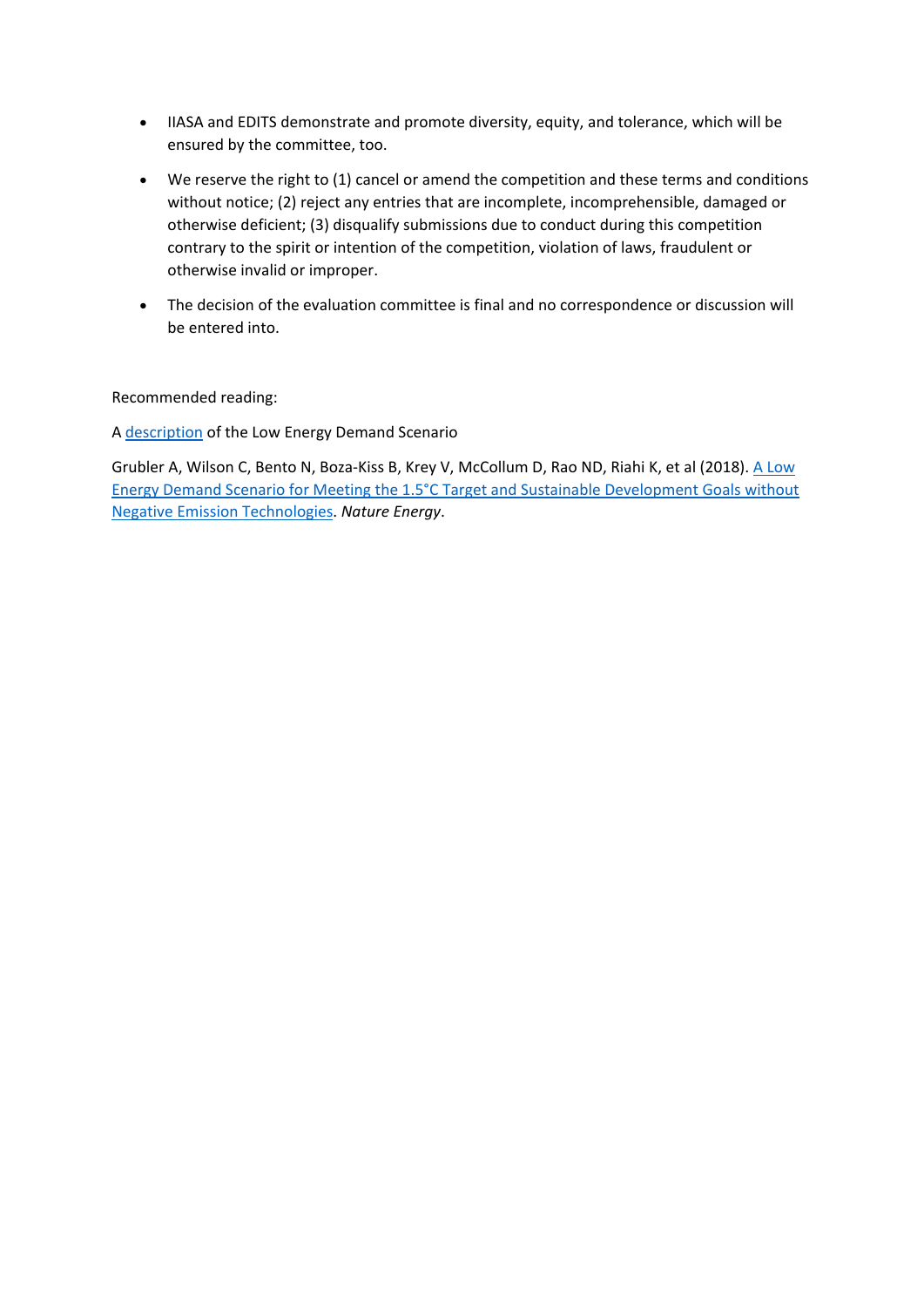- IIASA and EDITS demonstrate and promote diversity, equity, and tolerance, which will be ensured by the committee, too.
- We reserve the right to (1) cancel or amend the competition and these terms and conditions without notice; (2) reject any entries that are incomplete, incomprehensible, damaged or otherwise deficient; (3) disqualify submissions due to conduct during this competition contrary to the spirit or intention of the competition, violation of laws, fraudulent or otherwise invalid or improper.
- The decision of the evaluation committee is final and no correspondence or discussion will be entered into.

Recommended reading:

A description of the Low Energy Demand Scenario

Grubler A, Wilson C, Bento N, Boza-Kiss B, Krey V, McCollum D, Rao ND, Riahi K, et al (2018). A Low Energy Demand Scenario for Meeting the 1.5°C Target and Sustainable Development Goals without Negative Emission Technologies. *Nature Energy*.